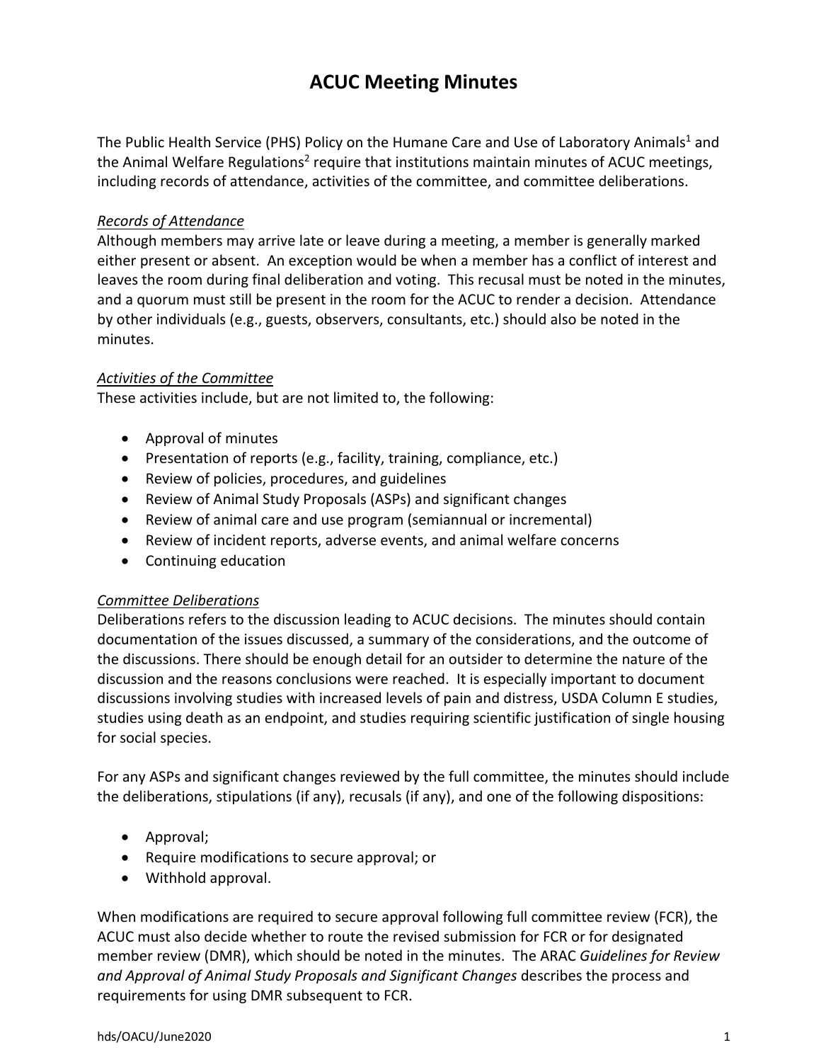# ACUC Meeting Minutes

The Public Health Service (PHS) Policy on the Humane Care and Use of Laboratory Animals[1] and the Animal Welfare Regulations[2] require that institutions maintain minutes of ACUC meetings, including records of attendance, activities of the committee, and committee deliberations.

*Records of Attendance*

Although members may arrive late or leave during a meeting, a member is generally marked either present or absent. An exception would be when a member has a conflict of interest and leaves the room during final deliberation and voting. This recusal must be noted in the minutes, and a quorum must still be present in the room for the ACUC to render a decision. Attendance by other individuals (e.g., guests, observers, consultants, etc.) should also be noted in the minutes.

*Activities of the Committee*

These activities include, but are not limited to, the following:

- Approval of minutes
- Presentation of reports (e.g., facility, training, compliance, etc.)
- Review of policies, procedures, and guidelines
- Review of Animal Study Proposals (ASPs) and significant changes
- Review of animal care and use program (semiannual or incremental)
- Review of incident reports, adverse events, and animal welfare concerns
- Continuing education

*Committee Deliberations*

Deliberations refers to the discussion leading to ACUC decisions. The minutes should contain documentation of the issues discussed, a summary of the considerations, and the outcome of the discussions. There should be enough detail for an outsider to determine the nature of the discussion and the reasons conclusions were reached. It is especially important to document discussions involving studies with increased levels of pain and distress, USDA Column E studies, studies using death as an endpoint, and studies requiring scientific justification of single housing for social species.

For any ASPs and significant changes reviewed by the full committee, the minutes should include the deliberations, stipulations (if any), recusals (if any), and one of the following dispositions:

- Approval;
- Require modifications to secure approval; or
- Withhold approval.

When modifications are required to secure approval following full committee review (FCR), the ACUC must also decide whether to route the revised submission for FCR or for designated member review (DMR), which should be noted in the minutes. The ARAC *Guidelines for Review and Approval of Animal Study Proposals and Significant Changes* describes the process and requirements for using DMR subsequent to FCR.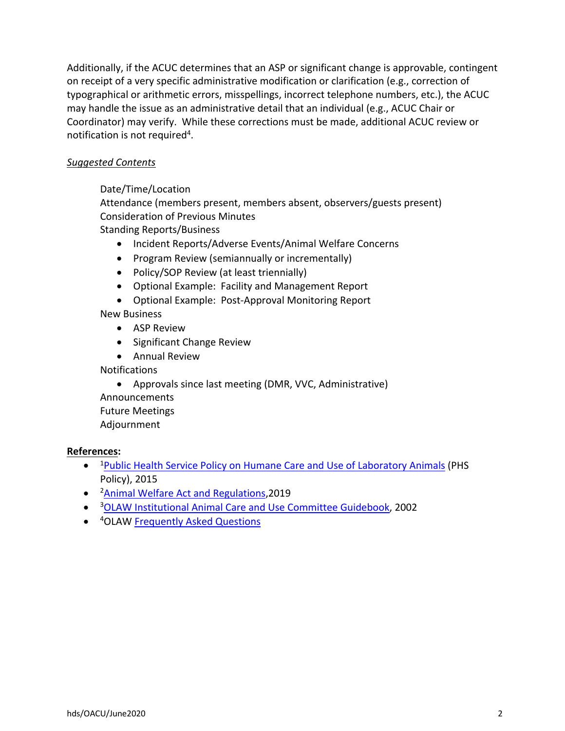Additionally, if the ACUC determines that an ASP or significant change is approvable, contingent on receipt of a very specific administrative modification or clarification (e.g., correction of typographical or arithmetic errors, misspellings, incorrect telephone numbers, etc.), the ACUC may handle the issue as an administrative detail that an individual (e.g., ACUC Chair or Coordinator) may verify. While these corrections must be made, additional ACUC review or notification is not required[4].

*Suggested Contents*

Date/Time/Location
Attendance (members present, members absent, observers/guests present)
Consideration of Previous Minutes
Standing Reports/Business

- Incident Reports/Adverse Events/Animal Welfare Concerns
- Program Review (semiannually or incrementally)
- Policy/SOP Review (at least triennially)
- Optional Example: Facility and Management Report
- Optional Example: Post-Approval Monitoring Report

New Business

- ASP Review
- Significant Change Review
- Annual Review

Notifications

- Approvals since last meeting (DMR, VVC, Administrative)

Announcements
Future Meetings
Adjournment

**References:**

- [1]Public Health Service Policy on Humane Care and Use of Laboratory Animals (PHS Policy), 2015
- [2]Animal Welfare Act and Regulations,2019
- [3]OLAW Institutional Animal Care and Use Committee Guidebook, 2002
- [4]OLAW Frequently Asked Questions

hds/OACU/June2020